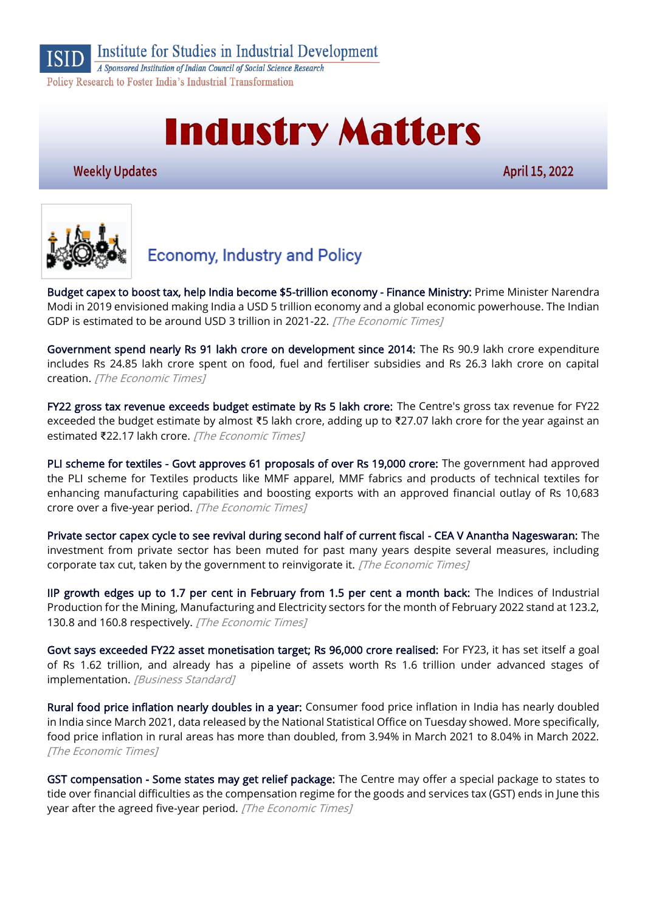ISID Institute for Studies in Industrial Development

*A Sponsored Institution of Indian Council of Social Science Research*

Policy Research to Foster India's Industrial Transformation

# Industry Matters

Weekly Updates

April 15, 2022

## Economy, Industry and Policy

**Budget capex to boost tax, help India become $5-trillion economy - Finance Ministry:** Prime Minister Narendra Modi in 2019 envisioned making India a USD 5 trillion economy and a global economic powerhouse. The Indian GDP is estimated to be around USD 3 trillion in 2021-22. *[The Economic Times]*

**Government spend nearly Rs 91 lakh crore on development since 2014:** The Rs 90.9 lakh crore expenditure includes Rs 24.85 lakh crore spent on food, fuel and fertiliser subsidies and Rs 26.3 lakh crore on capital creation. *[The Economic Times]*

**FY22 gross tax revenue exceeds budget estimate by Rs 5 lakh crore:** The Centre's gross tax revenue for FY22 exceeded the budget estimate by almost ₹5 lakh crore, adding up to ₹27.07 lakh crore for the year against an estimated ₹22.17 lakh crore. *[The Economic Times]*

**PLI scheme for textiles - Govt approves 61 proposals of over Rs 19,000 crore:** The government had approved the PLI scheme for Textiles products like MMF apparel, MMF fabrics and products of technical textiles for enhancing manufacturing capabilities and boosting exports with an approved financial outlay of Rs 10,683 crore over a five-year period. *[The Economic Times]*

**Private sector capex cycle to see revival during second half of current fiscal - CEA V Anantha Nageswaran:** The investment from private sector has been muted for past many years despite several measures, including corporate tax cut, taken by the government to reinvigorate it. *[The Economic Times]*

**IIP growth edges up to 1.7 per cent in February from 1.5 per cent a month back:** The Indices of Industrial Production for the Mining, Manufacturing and Electricity sectors for the month of February 2022 stand at 123.2, 130.8 and 160.8 respectively. *[The Economic Times]*

**Govt says exceeded FY22 asset monetisation target; Rs 96,000 crore realised:** For FY23, it has set itself a goal of Rs 1.62 trillion, and already has a pipeline of assets worth Rs 1.6 trillion under advanced stages of implementation. *[Business Standard]*

**Rural food price inflation nearly doubles in a year:** Consumer food price inflation in India has nearly doubled in India since March 2021, data released by the National Statistical Office on Tuesday showed. More specifically, food price inflation in rural areas has more than doubled, from 3.94% in March 2021 to 8.04% in March 2022. *[The Economic Times]*

**GST compensation - Some states may get relief package:** The Centre may offer a special package to states to tide over financial difficulties as the compensation regime for the goods and services tax (GST) ends in June this year after the agreed five-year period. *[The Economic Times]*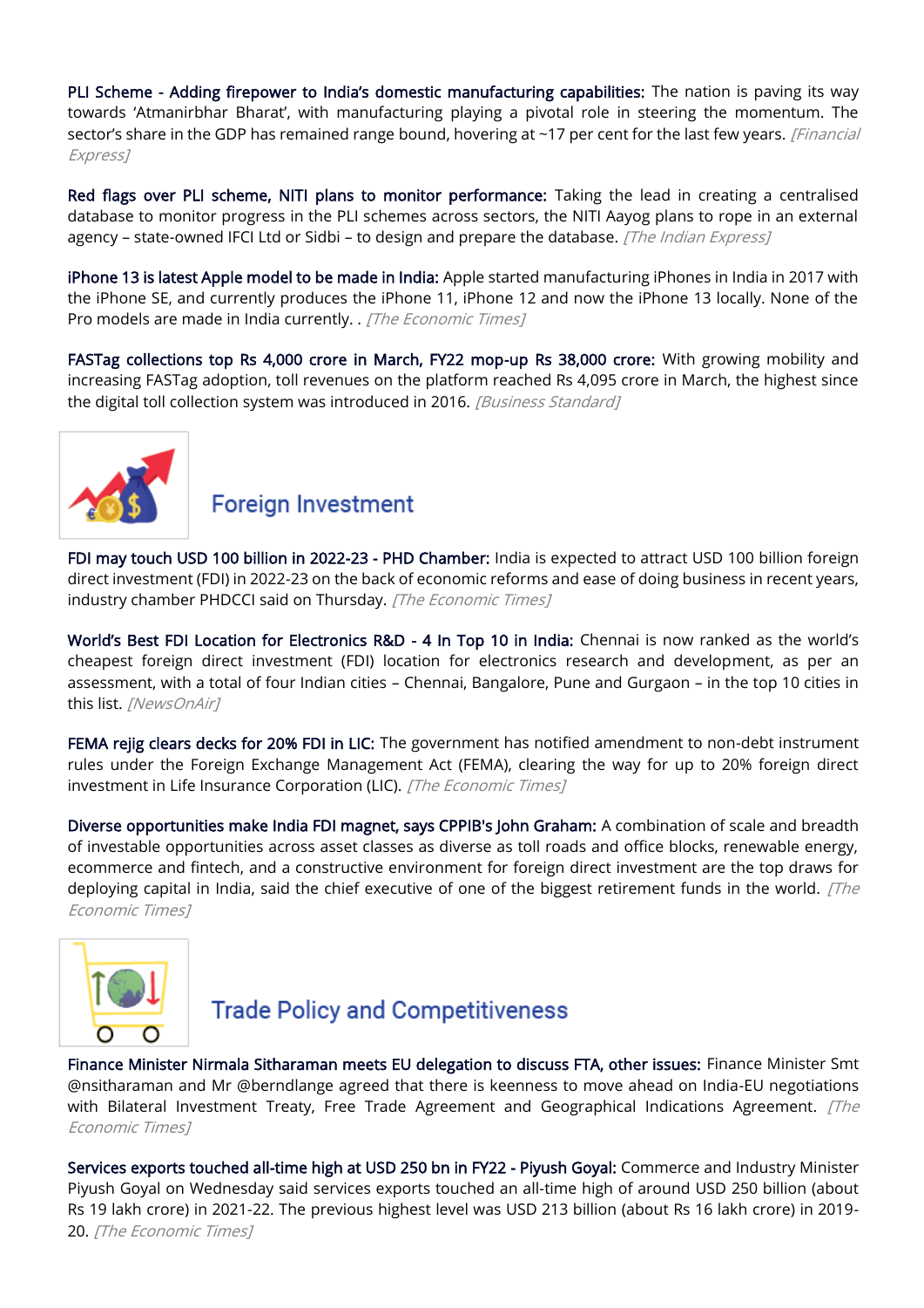**PLI Scheme - Adding firepower to India's domestic manufacturing capabilities:** The nation is paving its way towards 'Atmanirbhar Bharat', with manufacturing playing a pivotal role in steering the momentum. The sector's share in the GDP has remained range bound, hovering at ~17 per cent for the last few years. *[Financial Express]*

**Red flags over PLI scheme, NITI plans to monitor performance:** Taking the lead in creating a centralised database to monitor progress in the PLI schemes across sectors, the NITI Aayog plans to rope in an external agency – state-owned IFCI Ltd or Sidbi – to design and prepare the database. *[The Indian Express]*

**iPhone 13 is latest Apple model to be made in India:** Apple started manufacturing iPhones in India in 2017 with the iPhone SE, and currently produces the iPhone 11, iPhone 12 and now the iPhone 13 locally. None of the Pro models are made in India currently. . *[The Economic Times]*

**FASTag collections top Rs 4,000 crore in March, FY22 mop-up Rs 38,000 crore:** With growing mobility and increasing FASTag adoption, toll revenues on the platform reached Rs 4,095 crore in March, the highest since the digital toll collection system was introduced in 2016. *[Business Standard]*

## Foreign Investment

**FDI may touch USD 100 billion in 2022-23 - PHD Chamber:** India is expected to attract USD 100 billion foreign direct investment (FDI) in 2022-23 on the back of economic reforms and ease of doing business in recent years, industry chamber PHDCCI said on Thursday. *[The Economic Times]*

**World's Best FDI Location for Electronics R&D - 4 In Top 10 in India:** Chennai is now ranked as the world's cheapest foreign direct investment (FDI) location for electronics research and development, as per an assessment, with a total of four Indian cities – Chennai, Bangalore, Pune and Gurgaon – in the top 10 cities in this list. *[NewsOnAir]*

**FEMA rejig clears decks for 20% FDI in LIC:** The government has notified amendment to non-debt instrument rules under the Foreign Exchange Management Act (FEMA), clearing the way for up to 20% foreign direct investment in Life Insurance Corporation (LIC). *[The Economic Times]*

**Diverse opportunities make India FDI magnet, says CPPIB's John Graham:** A combination of scale and breadth of investable opportunities across asset classes as diverse as toll roads and office blocks, renewable energy, ecommerce and fintech, and a constructive environment for foreign direct investment are the top draws for deploying capital in India, said the chief executive of one of the biggest retirement funds in the world. *[The Economic Times]*

## Trade Policy and Competitiveness

**Finance Minister Nirmala Sitharaman meets EU delegation to discuss FTA, other issues:** Finance Minister Smt @nsitharaman and Mr @berndlange agreed that there is keenness to move ahead on India-EU negotiations with Bilateral Investment Treaty, Free Trade Agreement and Geographical Indications Agreement. *[The Economic Times]*

**Services exports touched all-time high at USD 250 bn in FY22 - Piyush Goyal:** Commerce and Industry Minister Piyush Goyal on Wednesday said services exports touched an all-time high of around USD 250 billion (about Rs 19 lakh crore) in 2021-22. The previous highest level was USD 213 billion (about Rs 16 lakh crore) in 2019-20. *[The Economic Times]*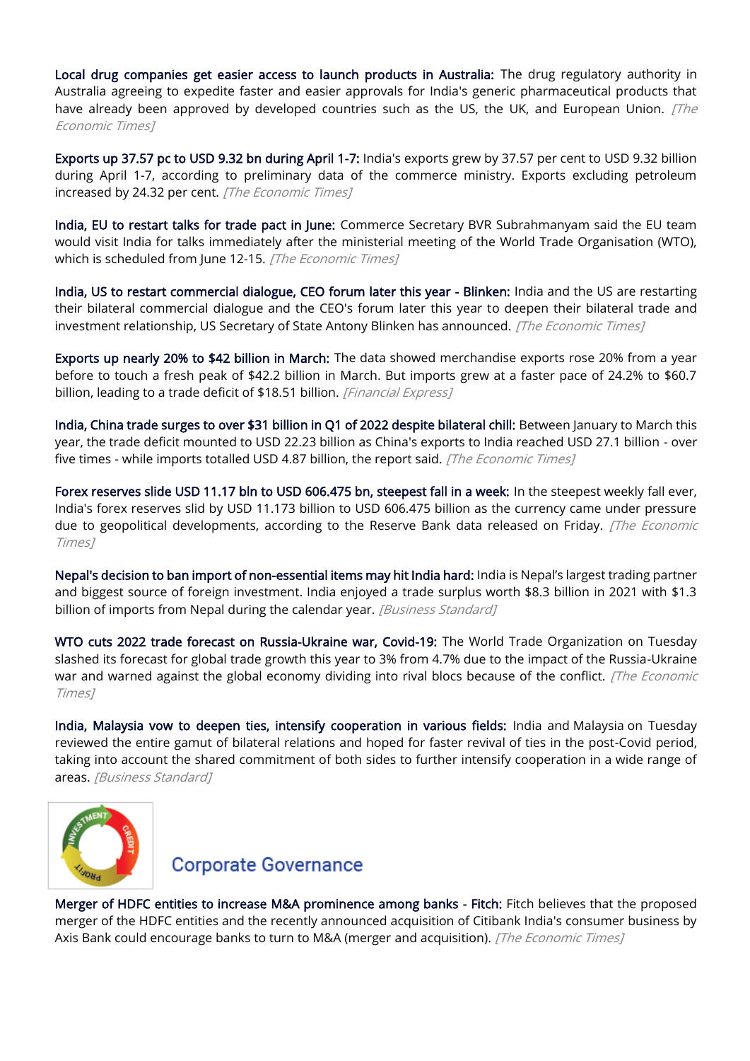**Local drug companies get easier access to launch products in Australia:** The drug regulatory authority in Australia agreeing to expedite faster and easier approvals for India's generic pharmaceutical products that have already been approved by developed countries such as the US, the UK, and European Union. *[The Economic Times]*

**Exports up 37.57 pc to USD 9.32 bn during April 1-7:** India's exports grew by 37.57 per cent to USD 9.32 billion during April 1-7, according to preliminary data of the commerce ministry. Exports excluding petroleum increased by 24.32 per cent. *[The Economic Times]*

**India, EU to restart talks for trade pact in June:** Commerce Secretary BVR Subrahmanyam said the EU team would visit India for talks immediately after the ministerial meeting of the World Trade Organisation (WTO), which is scheduled from June 12-15. *[The Economic Times]*

**India, US to restart commercial dialogue, CEO forum later this year - Blinken:** India and the US are restarting their bilateral commercial dialogue and the CEO's forum later this year to deepen their bilateral trade and investment relationship, US Secretary of State Antony Blinken has announced. *[The Economic Times]*

**Exports up nearly 20% to $42 billion in March:** The data showed merchandise exports rose 20% from a year before to touch a fresh peak of $42.2 billion in March. But imports grew at a faster pace of 24.2% to $60.7 billion, leading to a trade deficit of $18.51 billion. *[Financial Express]*

**India, China trade surges to over $31 billion in Q1 of 2022 despite bilateral chill:** Between January to March this year, the trade deficit mounted to USD 22.23 billion as China's exports to India reached USD 27.1 billion - over five times - while imports totalled USD 4.87 billion, the report said. *[The Economic Times]*

**Forex reserves slide USD 11.17 bln to USD 606.475 bn, steepest fall in a week:** In the steepest weekly fall ever, India's forex reserves slid by USD 11.173 billion to USD 606.475 billion as the currency came under pressure due to geopolitical developments, according to the Reserve Bank data released on Friday. *[The Economic Times]*

**Nepal's decision to ban import of non-essential items may hit India hard:** India is Nepal's largest trading partner and biggest source of foreign investment. India enjoyed a trade surplus worth $8.3 billion in 2021 with $1.3 billion of imports from Nepal during the calendar year. *[Business Standard]*

**WTO cuts 2022 trade forecast on Russia-Ukraine war, Covid-19:** The World Trade Organization on Tuesday slashed its forecast for global trade growth this year to 3% from 4.7% due to the impact of the Russia-Ukraine war and warned against the global economy dividing into rival blocs because of the conflict. *[The Economic Times]*

**India, Malaysia vow to deepen ties, intensify cooperation in various fields:** India and Malaysia on Tuesday reviewed the entire gamut of bilateral relations and hoped for faster revival of ties in the post-Covid period, taking into account the shared commitment of both sides to further intensify cooperation in a wide range of areas. *[Business Standard]*

## Corporate Governance

**Merger of HDFC entities to increase M&A prominence among banks - Fitch:** Fitch believes that the proposed merger of the HDFC entities and the recently announced acquisition of Citibank India's consumer business by Axis Bank could encourage banks to turn to M&A (merger and acquisition). *[The Economic Times]*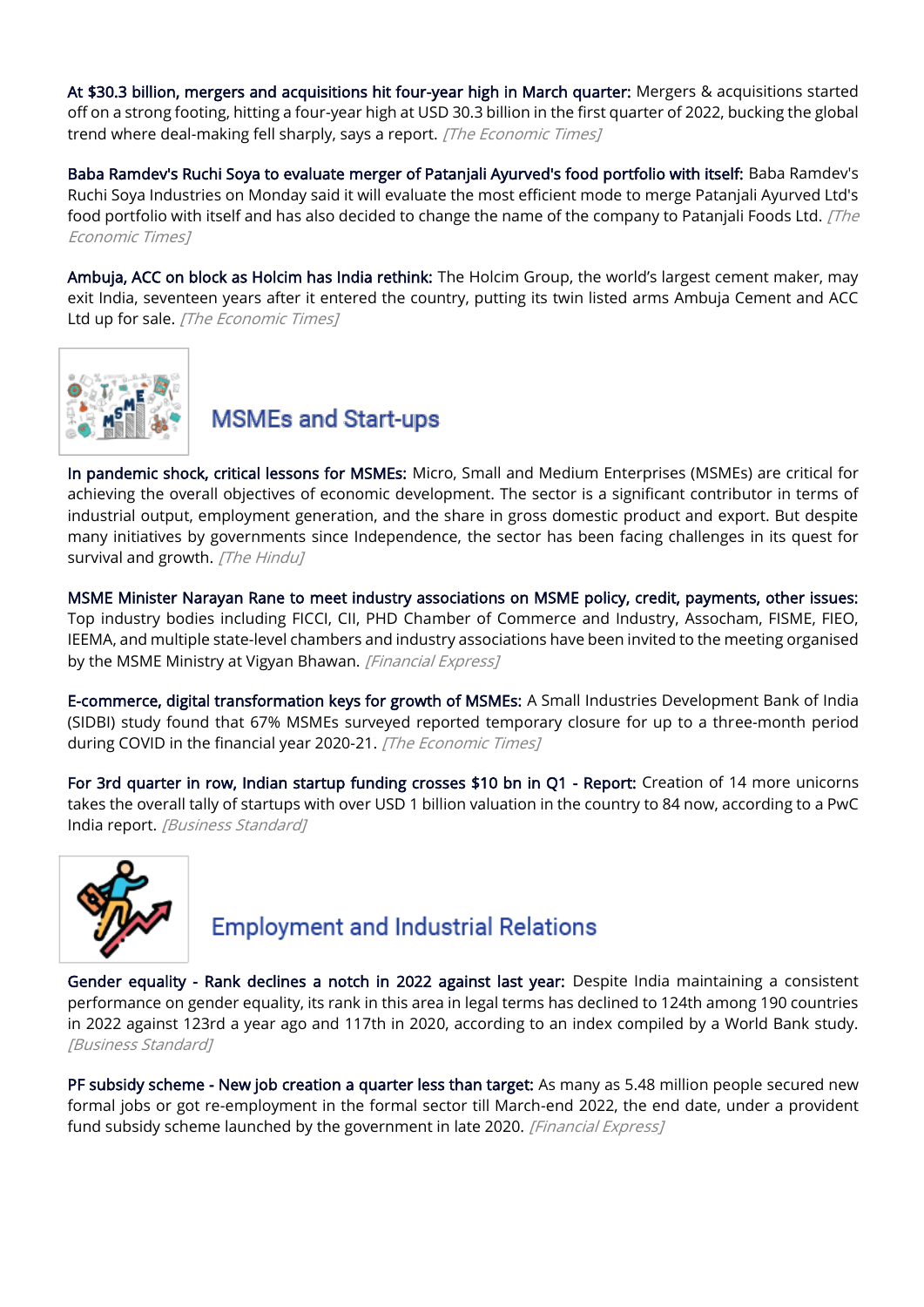**At $30.3 billion, mergers and acquisitions hit four-year high in March quarter:** Mergers & acquisitions started off on a strong footing, hitting a four-year high at USD 30.3 billion in the first quarter of 2022, bucking the global trend where deal-making fell sharply, says a report. *[The Economic Times]*

**Baba Ramdev's Ruchi Soya to evaluate merger of Patanjali Ayurved's food portfolio with itself:** Baba Ramdev's Ruchi Soya Industries on Monday said it will evaluate the most efficient mode to merge Patanjali Ayurved Ltd's food portfolio with itself and has also decided to change the name of the company to Patanjali Foods Ltd. *[The Economic Times]*

**Ambuja, ACC on block as Holcim has India rethink:** The Holcim Group, the world's largest cement maker, may exit India, seventeen years after it entered the country, putting its twin listed arms Ambuja Cement and ACC Ltd up for sale. *[The Economic Times]*

## MSMEs and Start-ups

**In pandemic shock, critical lessons for MSMEs:** Micro, Small and Medium Enterprises (MSMEs) are critical for achieving the overall objectives of economic development. The sector is a significant contributor in terms of industrial output, employment generation, and the share in gross domestic product and export. But despite many initiatives by governments since Independence, the sector has been facing challenges in its quest for survival and growth. *[The Hindu]*

**MSME Minister Narayan Rane to meet industry associations on MSME policy, credit, payments, other issues:** Top industry bodies including FICCI, CII, PHD Chamber of Commerce and Industry, Assocham, FISME, FIEO, IEEMA, and multiple state-level chambers and industry associations have been invited to the meeting organised by the MSME Ministry at Vigyan Bhawan. *[Financial Express]*

**E-commerce, digital transformation keys for growth of MSMEs:** A Small Industries Development Bank of India (SIDBI) study found that 67% MSMEs surveyed reported temporary closure for up to a three-month period during COVID in the financial year 2020-21. *[The Economic Times]*

**For 3rd quarter in row, Indian startup funding crosses $10 bn in Q1 - Report:** Creation of 14 more unicorns takes the overall tally of startups with over USD 1 billion valuation in the country to 84 now, according to a PwC India report. *[Business Standard]*

## Employment and Industrial Relations

**Gender equality - Rank declines a notch in 2022 against last year:** Despite India maintaining a consistent performance on gender equality, its rank in this area in legal terms has declined to 124th among 190 countries in 2022 against 123rd a year ago and 117th in 2020, according to an index compiled by a World Bank study. *[Business Standard]*

**PF subsidy scheme - New job creation a quarter less than target:** As many as 5.48 million people secured new formal jobs or got re-employment in the formal sector till March-end 2022, the end date, under a provident fund subsidy scheme launched by the government in late 2020. *[Financial Express]*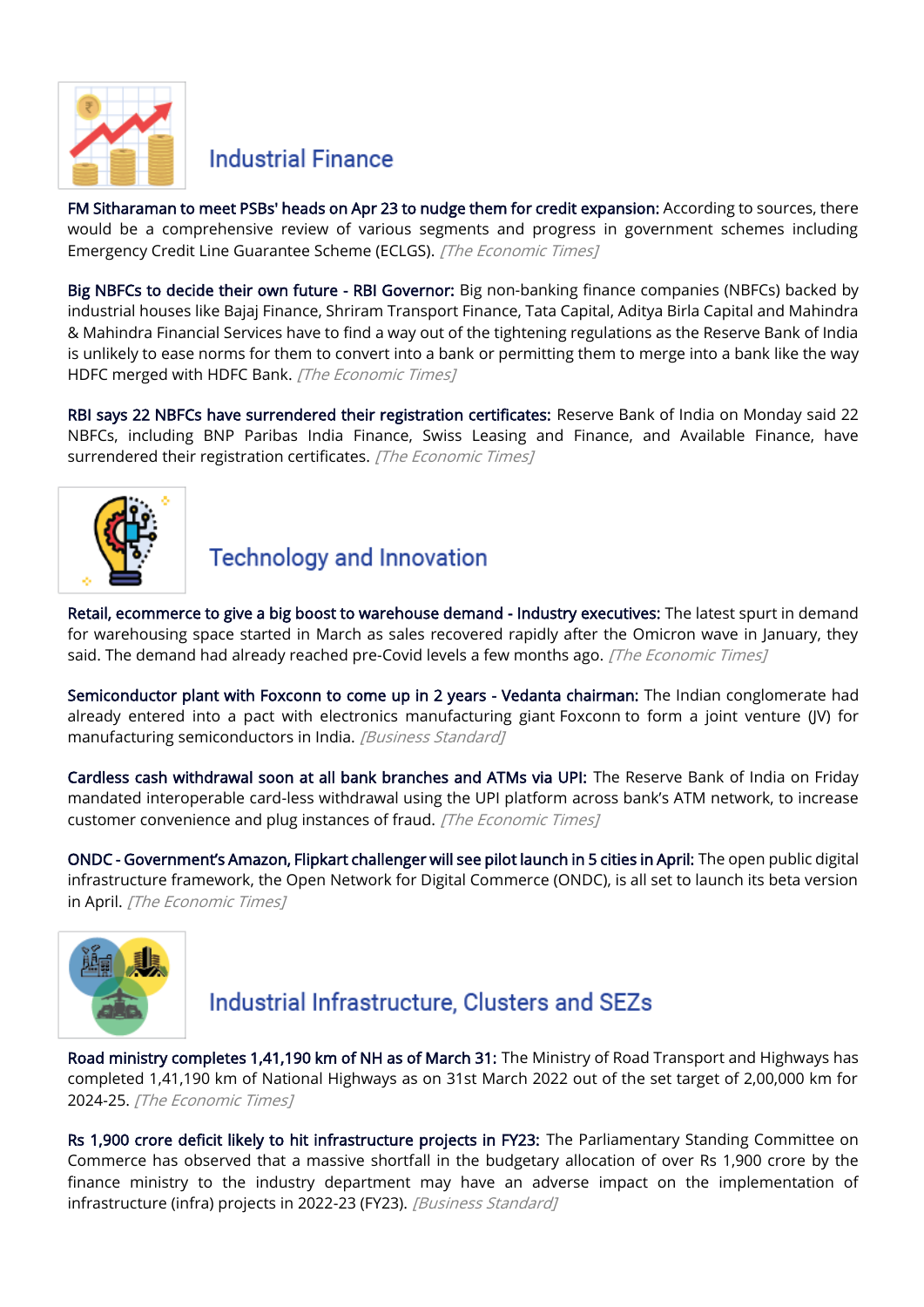## Industrial Finance

**FM Sitharaman to meet PSBs' heads on Apr 23 to nudge them for credit expansion:** According to sources, there would be a comprehensive review of various segments and progress in government schemes including Emergency Credit Line Guarantee Scheme (ECLGS). *[The Economic Times]*

**Big NBFCs to decide their own future - RBI Governor:** Big non-banking finance companies (NBFCs) backed by industrial houses like Bajaj Finance, Shriram Transport Finance, Tata Capital, Aditya Birla Capital and Mahindra & Mahindra Financial Services have to find a way out of the tightening regulations as the Reserve Bank of India is unlikely to ease norms for them to convert into a bank or permitting them to merge into a bank like the way HDFC merged with HDFC Bank. *[The Economic Times]*

**RBI says 22 NBFCs have surrendered their registration certificates:** Reserve Bank of India on Monday said 22 NBFCs, including BNP Paribas India Finance, Swiss Leasing and Finance, and Available Finance, have surrendered their registration certificates. *[The Economic Times]*

## Technology and Innovation

**Retail, ecommerce to give a big boost to warehouse demand - Industry executives:** The latest spurt in demand for warehousing space started in March as sales recovered rapidly after the Omicron wave in January, they said. The demand had already reached pre-Covid levels a few months ago. *[The Economic Times]*

**Semiconductor plant with Foxconn to come up in 2 years - Vedanta chairman:** The Indian conglomerate had already entered into a pact with electronics manufacturing giant Foxconn to form a joint venture (JV) for manufacturing semiconductors in India. *[Business Standard]*

**Cardless cash withdrawal soon at all bank branches and ATMs via UPI:** The Reserve Bank of India on Friday mandated interoperable card-less withdrawal using the UPI platform across bank's ATM network, to increase customer convenience and plug instances of fraud. *[The Economic Times]*

**ONDC - Government's Amazon, Flipkart challenger will see pilot launch in 5 cities in April:** The open public digital infrastructure framework, the Open Network for Digital Commerce (ONDC), is all set to launch its beta version in April. *[The Economic Times]*

## Industrial Infrastructure, Clusters and SEZs

**Road ministry completes 1,41,190 km of NH as of March 31:** The Ministry of Road Transport and Highways has completed 1,41,190 km of National Highways as on 31st March 2022 out of the set target of 2,00,000 km for 2024-25. *[The Economic Times]*

**Rs 1,900 crore deficit likely to hit infrastructure projects in FY23:** The Parliamentary Standing Committee on Commerce has observed that a massive shortfall in the budgetary allocation of over Rs 1,900 crore by the finance ministry to the industry department may have an adverse impact on the implementation of infrastructure (infra) projects in 2022-23 (FY23). *[Business Standard]*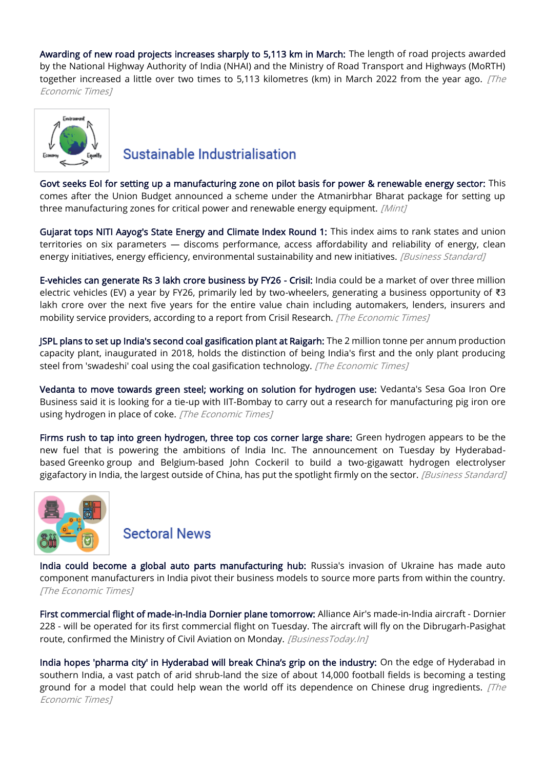**Awarding of new road projects increases sharply to 5,113 km in March:** The length of road projects awarded by the National Highway Authority of India (NHAI) and the Ministry of Road Transport and Highways (MoRTH) together increased a little over two times to 5,113 kilometres (km) in March 2022 from the year ago. *[The Economic Times]*

## Sustainable Industrialisation

**Govt seeks EoI for setting up a manufacturing zone on pilot basis for power & renewable energy sector:** This comes after the Union Budget announced a scheme under the Atmanirbhar Bharat package for setting up three manufacturing zones for critical power and renewable energy equipment. *[Mint]*

**Gujarat tops NITI Aayog's State Energy and Climate Index Round 1:** This index aims to rank states and union territories on six parameters — discoms performance, access affordability and reliability of energy, clean energy initiatives, energy efficiency, environmental sustainability and new initiatives. *[Business Standard]*

**E-vehicles can generate Rs 3 lakh crore business by FY26 - Crisil:** India could be a market of over three million electric vehicles (EV) a year by FY26, primarily led by two-wheelers, generating a business opportunity of ₹3 lakh crore over the next five years for the entire value chain including automakers, lenders, insurers and mobility service providers, according to a report from Crisil Research. *[The Economic Times]*

**JSPL plans to set up India's second coal gasification plant at Raigarh:** The 2 million tonne per annum production capacity plant, inaugurated in 2018, holds the distinction of being India's first and the only plant producing steel from 'swadeshi' coal using the coal gasification technology. *[The Economic Times]*

**Vedanta to move towards green steel; working on solution for hydrogen use:** Vedanta's Sesa Goa Iron Ore Business said it is looking for a tie-up with IIT-Bombay to carry out a research for manufacturing pig iron ore using hydrogen in place of coke. *[The Economic Times]*

**Firms rush to tap into green hydrogen, three top cos corner large share:** Green hydrogen appears to be the new fuel that is powering the ambitions of India Inc. The announcement on Tuesday by Hyderabad-based Greenko group and Belgium-based John Cockeril to build a two-gigawatt hydrogen electrolyser gigafactory in India, the largest outside of China, has put the spotlight firmly on the sector. *[Business Standard]*

## Sectoral News

**India could become a global auto parts manufacturing hub:** Russia's invasion of Ukraine has made auto component manufacturers in India pivot their business models to source more parts from within the country. *[The Economic Times]*

**First commercial flight of made-in-India Dornier plane tomorrow:** Alliance Air's made-in-India aircraft - Dornier 228 - will be operated for its first commercial flight on Tuesday. The aircraft will fly on the Dibrugarh-Pasighat route, confirmed the Ministry of Civil Aviation on Monday. *[BusinessToday.In]*

**India hopes 'pharma city' in Hyderabad will break China's grip on the industry:** On the edge of Hyderabad in southern India, a vast patch of arid shrub-land the size of about 14,000 football fields is becoming a testing ground for a model that could help wean the world off its dependence on Chinese drug ingredients. *[The Economic Times]*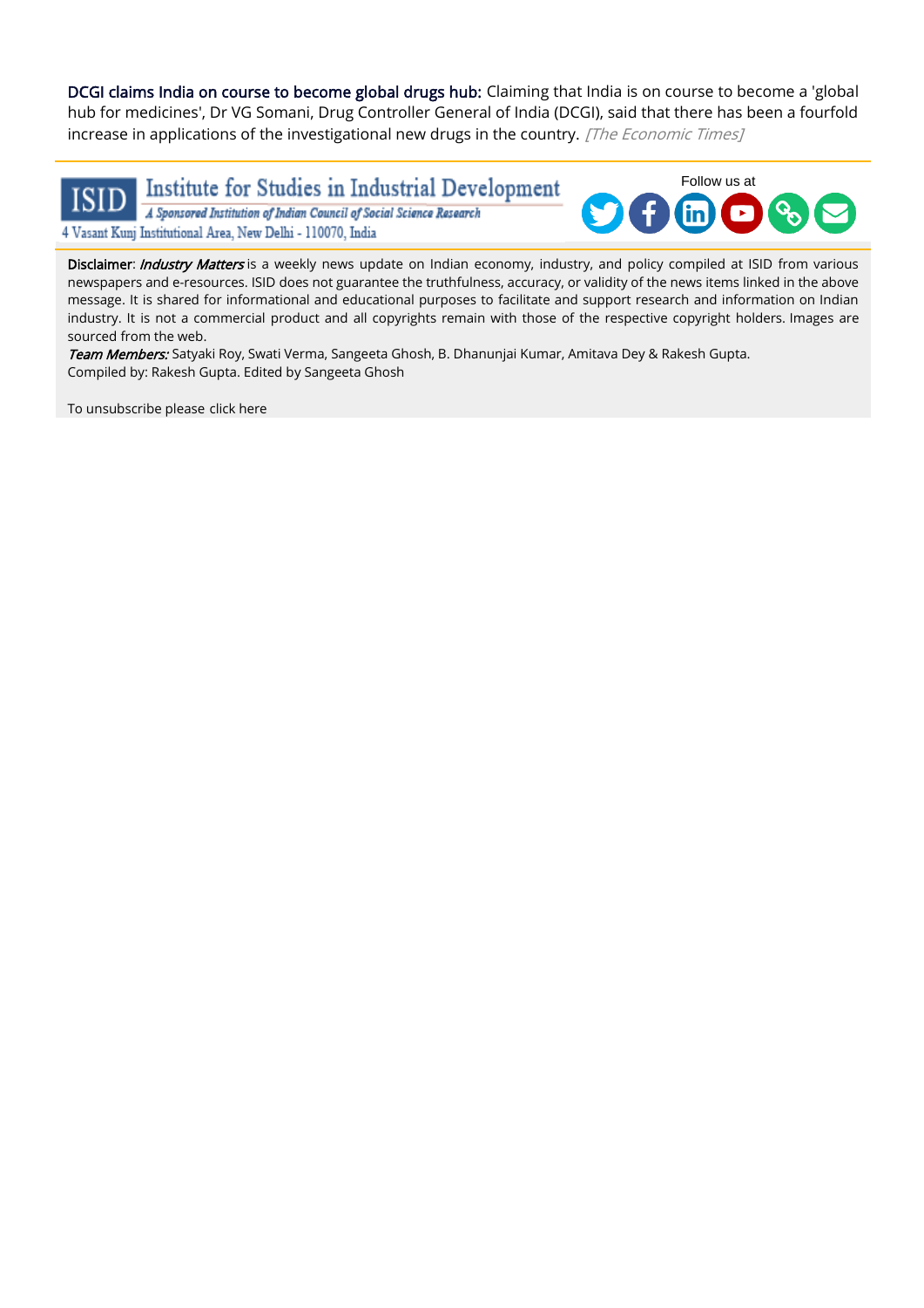**DCGI claims India on course to become global drugs hub:** Claiming that India is on course to become a 'global hub for medicines', Dr VG Somani, Drug Controller General of India (DCGI), said that there has been a fourfold increase in applications of the investigational new drugs in the country. *[The Economic Times]*

---

ISID Institute for Studies in Industrial Development

*A Sponsored Institution of Indian Council of Social Science Research*

4 Vasant Kunj Institutional Area, New Delhi - 110070, India

Follow us at

---

Disclaimer: *Industry Matters* is a weekly news update on Indian economy, industry, and policy compiled at ISID from various newspapers and e-resources. ISID does not guarantee the truthfulness, accuracy, or validity of the news items linked in the above message. It is shared for informational and educational purposes to facilitate and support research and information on Indian industry. It is not a commercial product and all copyrights remain with those of the respective copyright holders. Images are sourced from the web.

*Team Members:* Satyaki Roy, Swati Verma, Sangeeta Ghosh, B. Dhanunjai Kumar, Amitava Dey & Rakesh Gupta.

Compiled by: Rakesh Gupta. Edited by Sangeeta Ghosh

To unsubscribe please click here